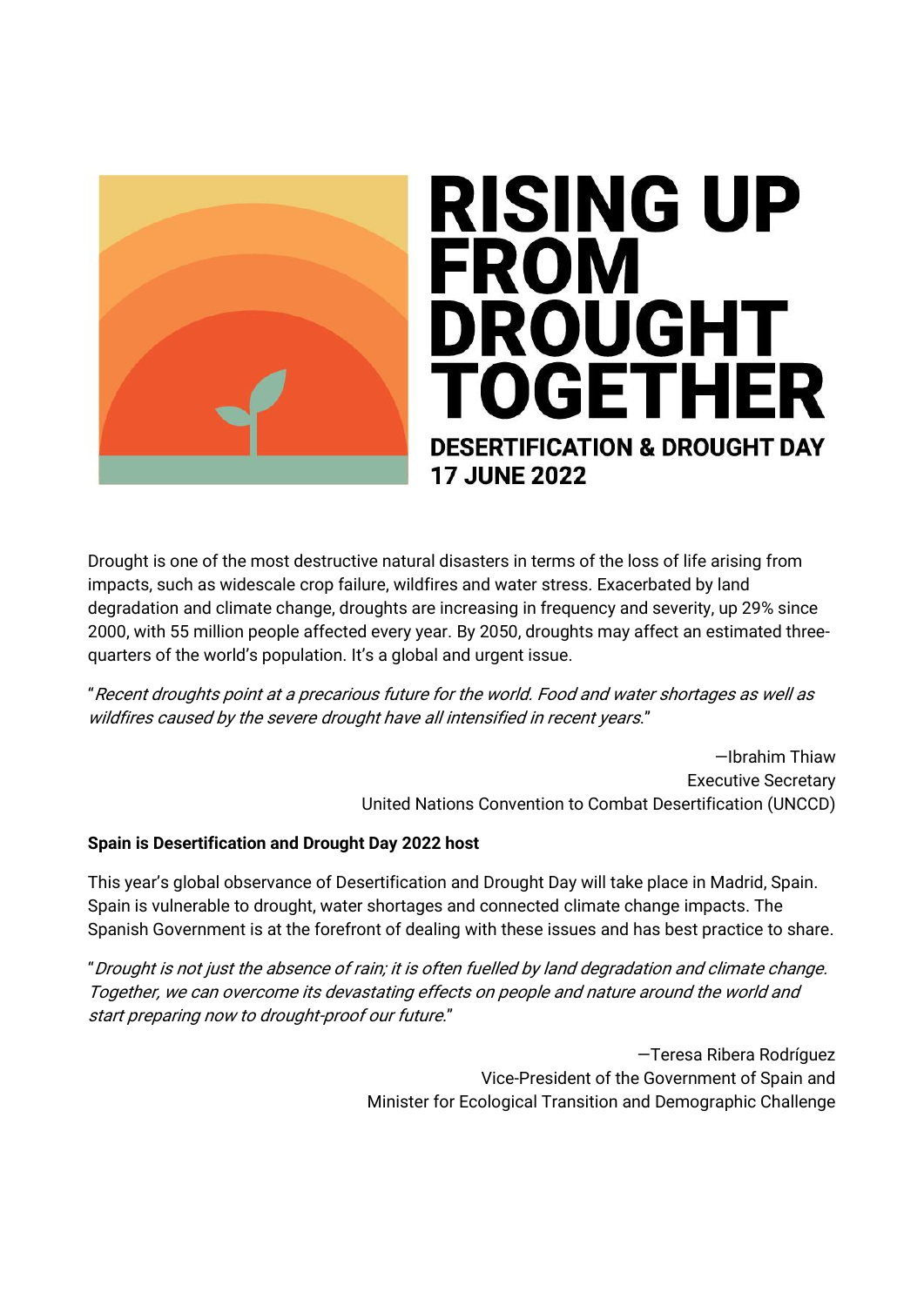# RISING UP FROM DROUGHT TOGETHER

## DESERTIFICATION & DROUGHT DAY
## 17 JUNE 2022

Drought is one of the most destructive natural disasters in terms of the loss of life arising from impacts, such as widescale crop failure, wildfires and water stress. Exacerbated by land degradation and climate change, droughts are increasing in frequency and severity, up 29% since 2000, with 55 million people affected every year. By 2050, droughts may affect an estimated three-quarters of the world's population. It's a global and urgent issue.

"*Recent droughts point at a precarious future for the world. Food and water shortages as well as wildfires caused by the severe drought have all intensified in recent years.*"

—Ibrahim Thiaw
Executive Secretary
United Nations Convention to Combat Desertification (UNCCD)

**Spain is Desertification and Drought Day 2022 host**

This year's global observance of Desertification and Drought Day will take place in Madrid, Spain. Spain is vulnerable to drought, water shortages and connected climate change impacts. The Spanish Government is at the forefront of dealing with these issues and has best practice to share.

"*Drought is not just the absence of rain; it is often fuelled by land degradation and climate change. Together, we can overcome its devastating effects on people and nature around the world and start preparing now to drought-proof our future.*"

—Teresa Ribera Rodríguez
Vice-President of the Government of Spain and
Minister for Ecological Transition and Demographic Challenge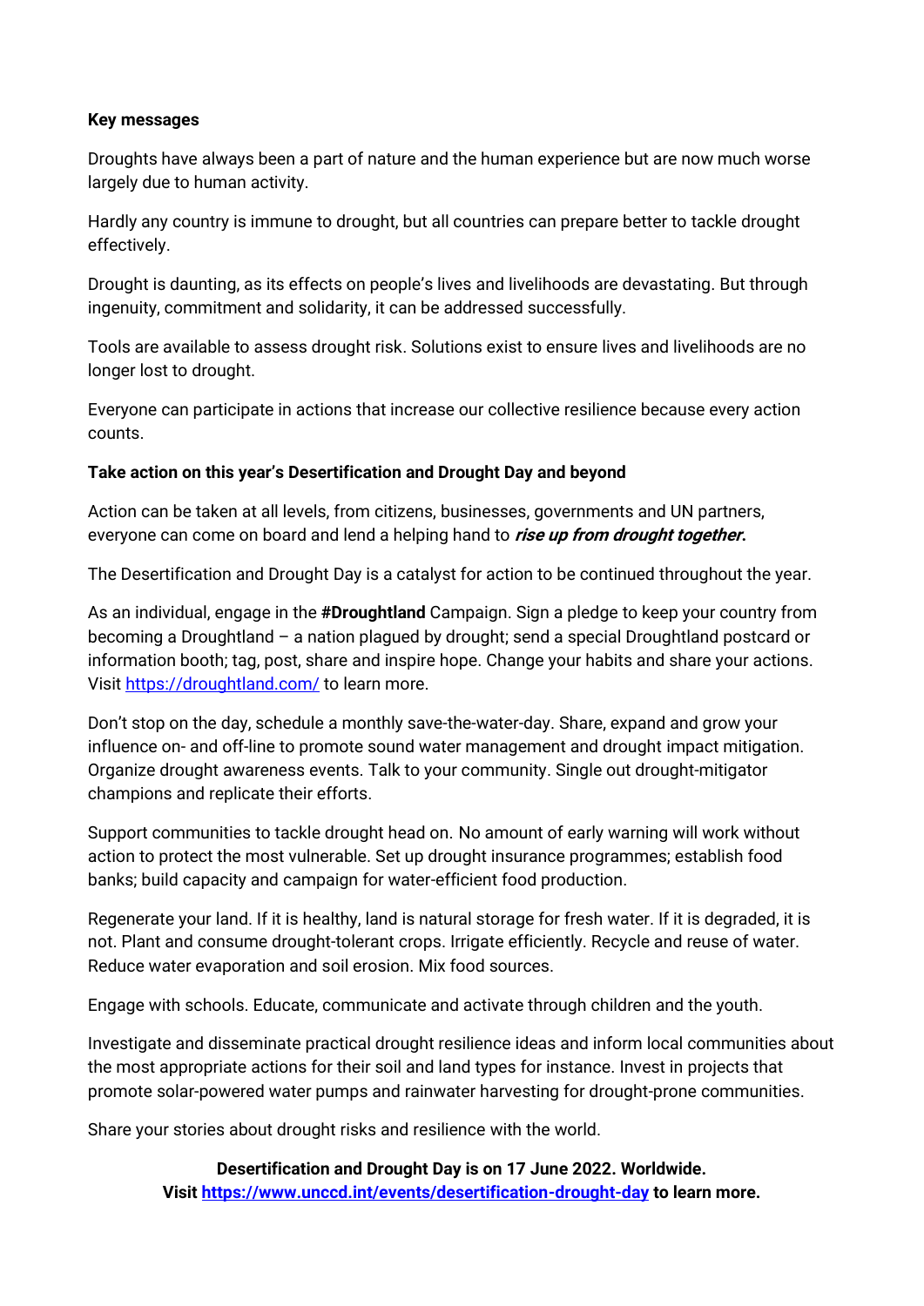**Key messages**

Droughts have always been a part of nature and the human experience but are now much worse largely due to human activity.

Hardly any country is immune to drought, but all countries can prepare better to tackle drought effectively.

Drought is daunting, as its effects on people's lives and livelihoods are devastating. But through ingenuity, commitment and solidarity, it can be addressed successfully.

Tools are available to assess drought risk. Solutions exist to ensure lives and livelihoods are no longer lost to drought.

Everyone can participate in actions that increase our collective resilience because every action counts.

**Take action on this year's Desertification and Drought Day and beyond**

Action can be taken at all levels, from citizens, businesses, governments and UN partners, everyone can come on board and lend a helping hand to ***rise up from drought together.***

The Desertification and Drought Day is a catalyst for action to be continued throughout the year.

As an individual, engage in the **#Droughtland** Campaign. Sign a pledge to keep your country from becoming a Droughtland – a nation plagued by drought; send a special Droughtland postcard or information booth; tag, post, share and inspire hope. Change your habits and share your actions. Visit [https://droughtland.com/](https://droughtland.com/) to learn more.

Don't stop on the day, schedule a monthly save-the-water-day. Share, expand and grow your influence on- and off-line to promote sound water management and drought impact mitigation. Organize drought awareness events. Talk to your community. Single out drought-mitigator champions and replicate their efforts.

Support communities to tackle drought head on. No amount of early warning will work without action to protect the most vulnerable. Set up drought insurance programmes; establish food banks; build capacity and campaign for water-efficient food production.

Regenerate your land. If it is healthy, land is natural storage for fresh water. If it is degraded, it is not. Plant and consume drought-tolerant crops. Irrigate efficiently. Recycle and reuse of water. Reduce water evaporation and soil erosion. Mix food sources.

Engage with schools. Educate, communicate and activate through children and the youth.

Investigate and disseminate practical drought resilience ideas and inform local communities about the most appropriate actions for their soil and land types for instance. Invest in projects that promote solar-powered water pumps and rainwater harvesting for drought-prone communities.

Share your stories about drought risks and resilience with the world.

**Desertification and Drought Day is on 17 June 2022. Worldwide.**
**Visit [https://www.unccd.int/events/desertification-drought-day](https://www.unccd.int/events/desertification-drought-day) to learn more.**